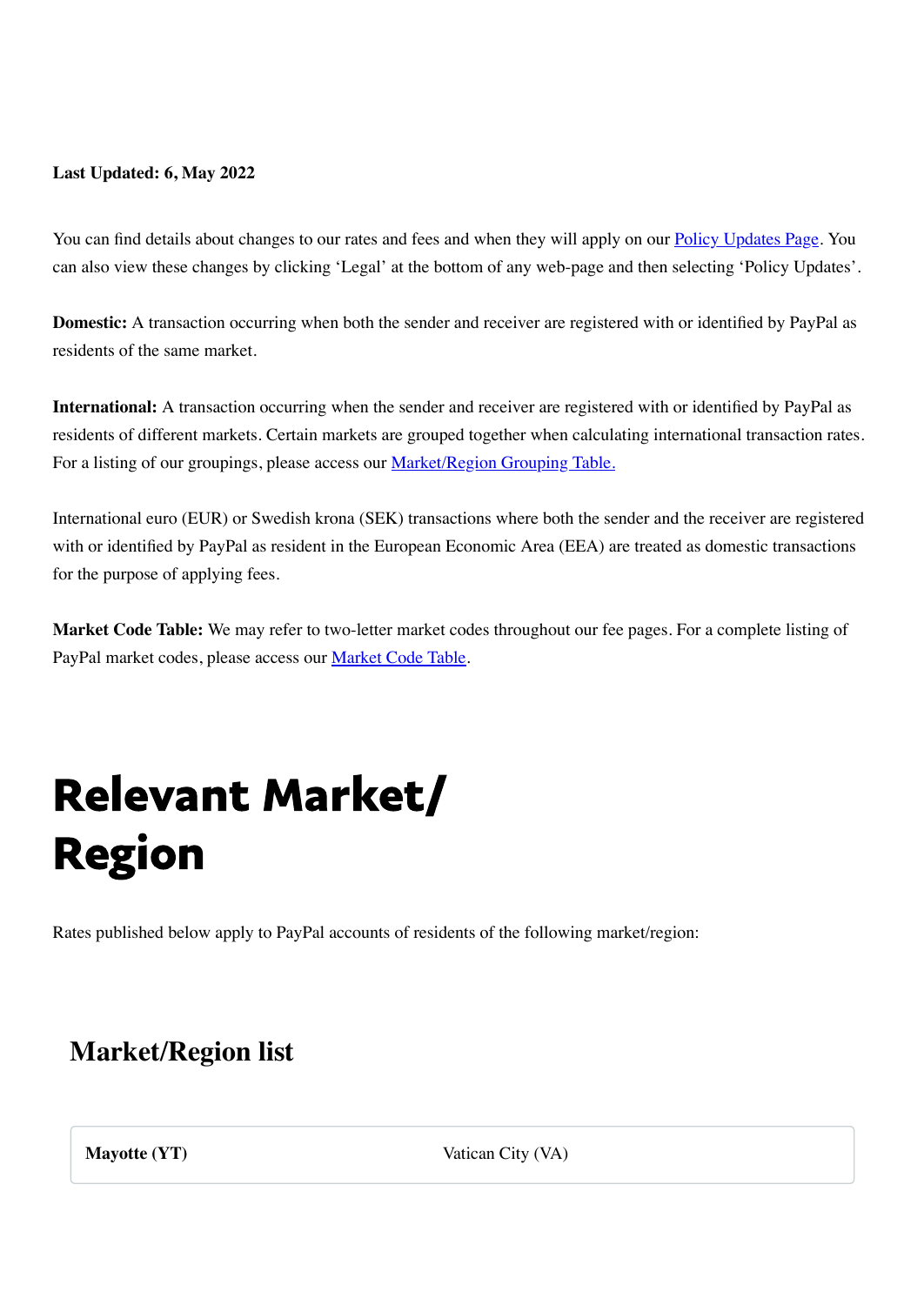**Last Updated: 6, May 2022**

You can find details about changes to our rates and fees and when they will apply on our [Policy Updates Page](). You can also view these changes by clicking 'Legal' at the bottom of any web-page and then selecting 'Policy Updates'.

**Domestic:** A transaction occurring when both the sender and receiver are registered with or identified by PayPal as residents of the same market.

**International:** A transaction occurring when the sender and receiver are registered with or identified by PayPal as residents of different markets. Certain markets are grouped together when calculating international transaction rates. For a listing of our groupings, please access our [Market/Region Grouping Table.]()

International euro (EUR) or Swedish krona (SEK) transactions where both the sender and the receiver are registered with or identified by PayPal as resident in the European Economic Area (EEA) are treated as domestic transactions for the purpose of applying fees.

**Market Code Table:** We may refer to two-letter market codes throughout our fee pages. For a complete listing of PayPal market codes, please access our [Market Code Table]().

# Relevant Market/ Region

Rates published below apply to PayPal accounts of residents of the following market/region:

## Market/Region list

| **Mayotte (YT)** | Vatican City (VA) |
|---|---|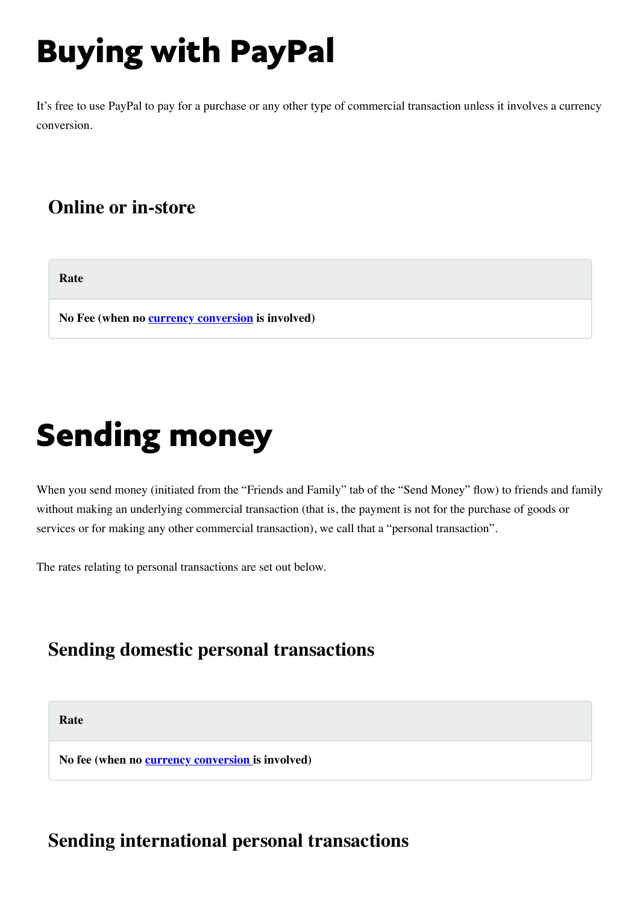# Buying with PayPal

It's free to use PayPal to pay for a purchase or any other type of commercial transaction unless it involves a currency conversion.

### Online or in-store

| Rate |
| --- |
| **No Fee (when no [currency conversion](#) is involved)** |

# Sending money

When you send money (initiated from the "Friends and Family" tab of the "Send Money" flow) to friends and family without making an underlying commercial transaction (that is, the payment is not for the purchase of goods or services or for making any other commercial transaction), we call that a "personal transaction".

The rates relating to personal transactions are set out below.

### Sending domestic personal transactions

| Rate |
| --- |
| **No fee (when no [currency conversion](#) is involved)** |

### Sending international personal transactions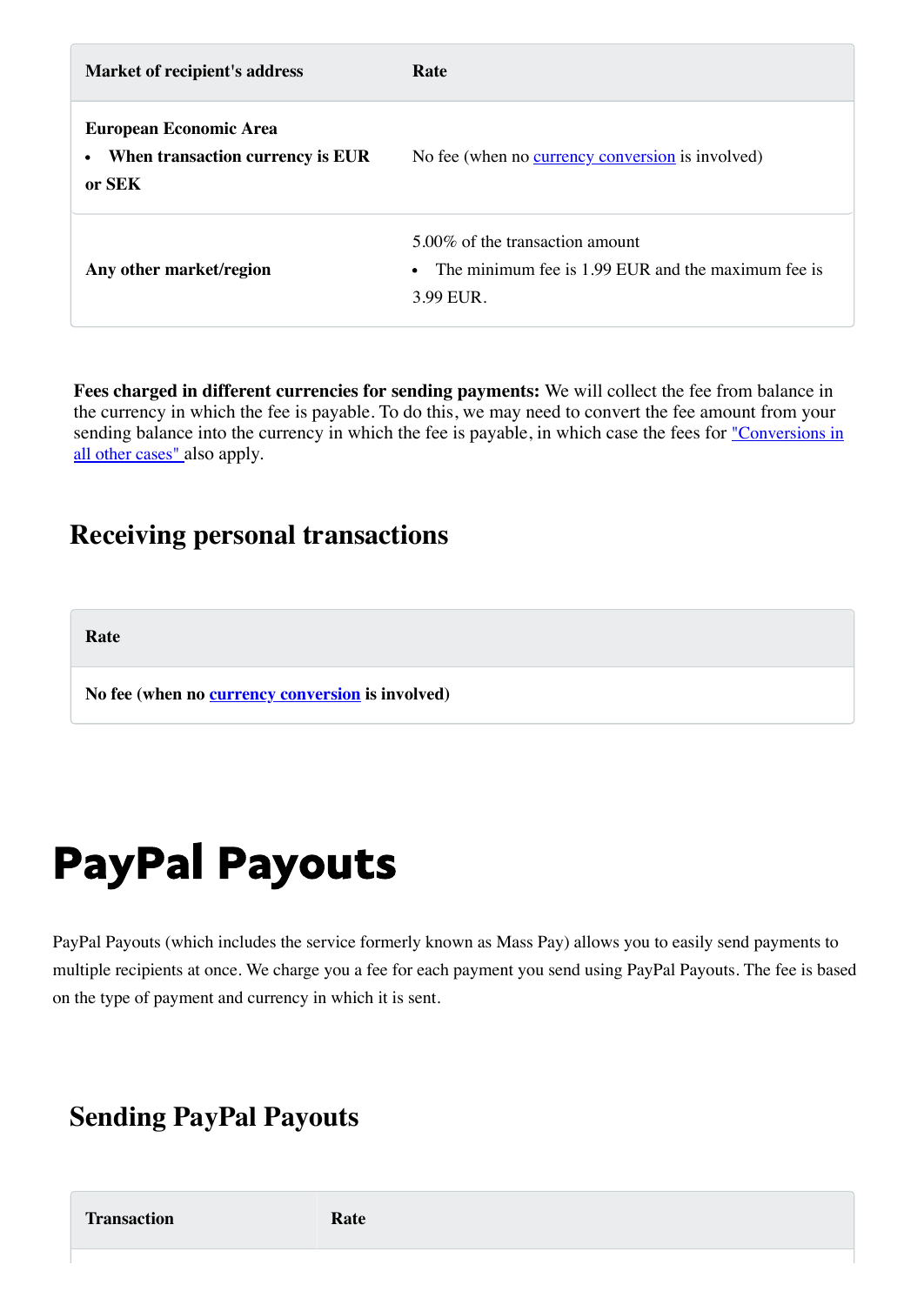| Market of recipient's address | Rate |
| --- | --- |
| **European Economic Area**<br>• **When transaction currency is EUR or SEK** | No fee (when no currency conversion is involved) |
| **Any other market/region** | 5.00% of the transaction amount<br>• The minimum fee is 1.99 EUR and the maximum fee is 3.99 EUR. |

**Fees charged in different currencies for sending payments:** We will collect the fee from balance in the currency in which the fee is payable. To do this, we may need to convert the fee amount from your sending balance into the currency in which the fee is payable, in which case the fees for "Conversions in all other cases" also apply.

## Receiving personal transactions

| Rate |
| --- |
| **No fee (when no currency conversion is involved)** |

# PayPal Payouts

PayPal Payouts (which includes the service formerly known as Mass Pay) allows you to easily send payments to multiple recipients at once. We charge you a fee for each payment you send using PayPal Payouts. The fee is based on the type of payment and currency in which it is sent.

## Sending PayPal Payouts

| Transaction | Rate |
| --- | --- |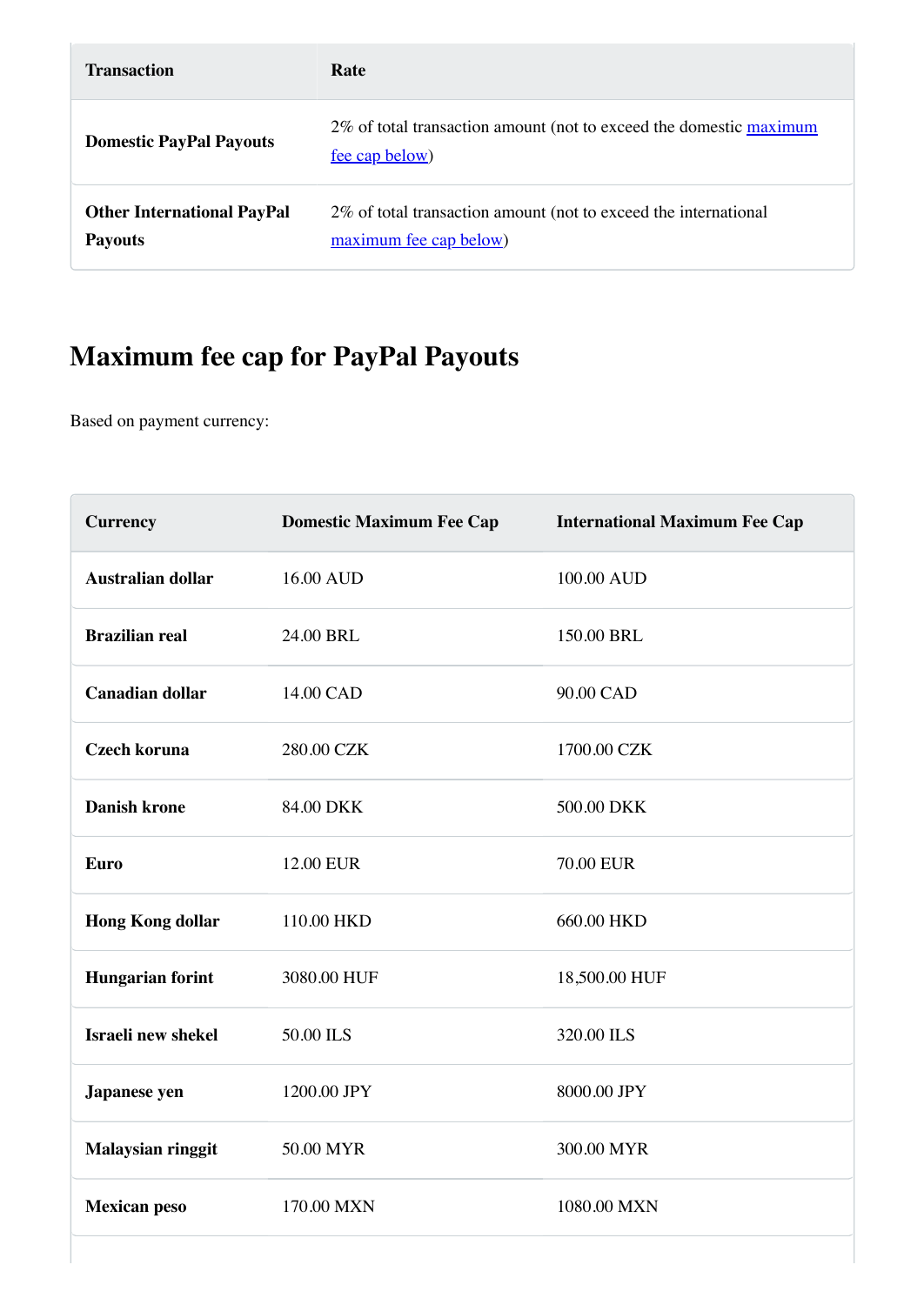| Transaction | Rate |
| --- | --- |
| **Domestic PayPal Payouts** | 2% of total transaction amount (not to exceed the domestic [maximum fee cap below]) |
| **Other International PayPal Payouts** | 2% of total transaction amount (not to exceed the international [maximum fee cap below]) |

## Maximum fee cap for PayPal Payouts

Based on payment currency:

| Currency | Domestic Maximum Fee Cap | International Maximum Fee Cap |
| --- | --- | --- |
| **Australian dollar** | 16.00 AUD | 100.00 AUD |
| **Brazilian real** | 24.00 BRL | 150.00 BRL |
| **Canadian dollar** | 14.00 CAD | 90.00 CAD |
| **Czech koruna** | 280.00 CZK | 1700.00 CZK |
| **Danish krone** | 84.00 DKK | 500.00 DKK |
| **Euro** | 12.00 EUR | 70.00 EUR |
| **Hong Kong dollar** | 110.00 HKD | 660.00 HKD |
| **Hungarian forint** | 3080.00 HUF | 18,500.00 HUF |
| **Israeli new shekel** | 50.00 ILS | 320.00 ILS |
| **Japanese yen** | 1200.00 JPY | 8000.00 JPY |
| **Malaysian ringgit** | 50.00 MYR | 300.00 MYR |
| **Mexican peso** | 170.00 MXN | 1080.00 MXN |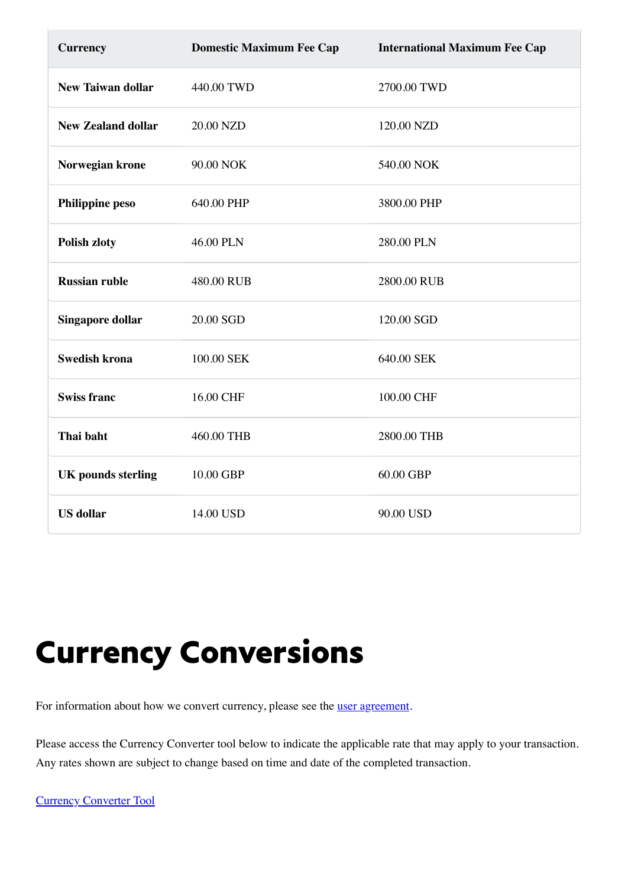| Currency | Domestic Maximum Fee Cap | International Maximum Fee Cap |
| --- | --- | --- |
| **New Taiwan dollar** | 440.00 TWD | 2700.00 TWD |
| **New Zealand dollar** | 20.00 NZD | 120.00 NZD |
| **Norwegian krone** | 90.00 NOK | 540.00 NOK |
| **Philippine peso** | 640.00 PHP | 3800.00 PHP |
| **Polish zloty** | 46.00 PLN | 280.00 PLN |
| **Russian ruble** | 480.00 RUB | 2800.00 RUB |
| **Singapore dollar** | 20.00 SGD | 120.00 SGD |
| **Swedish krona** | 100.00 SEK | 640.00 SEK |
| **Swiss franc** | 16.00 CHF | 100.00 CHF |
| **Thai baht** | 460.00 THB | 2800.00 THB |
| **UK pounds sterling** | 10.00 GBP | 60.00 GBP |
| **US dollar** | 14.00 USD | 90.00 USD |

# Currency Conversions

For information about how we convert currency, please see the [user agreement](user agreement).

Please access the Currency Converter tool below to indicate the applicable rate that may apply to your transaction. Any rates shown are subject to change based on time and date of the completed transaction.

[Currency Converter Tool](Currency Converter Tool)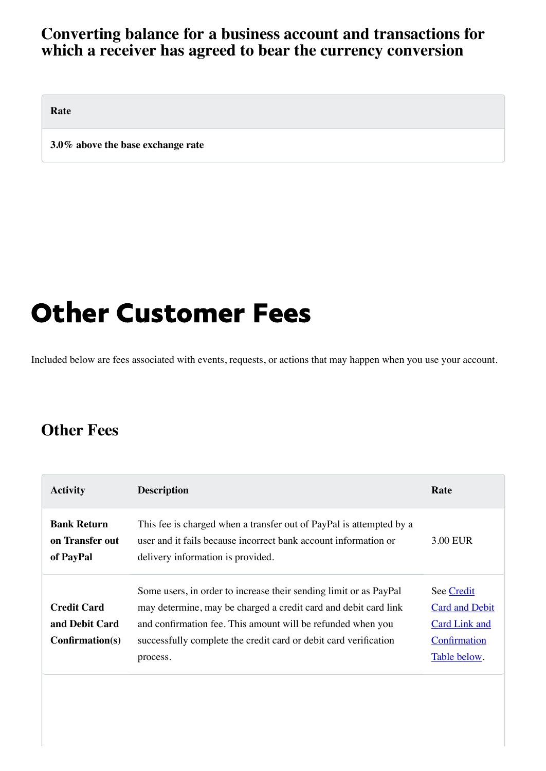### Converting balance for a business account and transactions for which a receiver has agreed to bear the currency conversion

| Rate |
|---|
| **3.0% above the base exchange rate** |

# Other Customer Fees

Included below are fees associated with events, requests, or actions that may happen when you use your account.

## Other Fees

| Activity | Description | Rate |
|---|---|---|
| **Bank Return on Transfer out of PayPal** | This fee is charged when a transfer out of PayPal is attempted by a user and it fails because incorrect bank account information or delivery information is provided. | 3.00 EUR |
| **Credit Card and Debit Card Confirmation(s)** | Some users, in order to increase their sending limit or as PayPal may determine, may be charged a credit card and debit card link and confirmation fee. This amount will be refunded when you successfully complete the credit card or debit card verification process. | See [Credit Card and Debit Card Link and Confirmation Table below]. |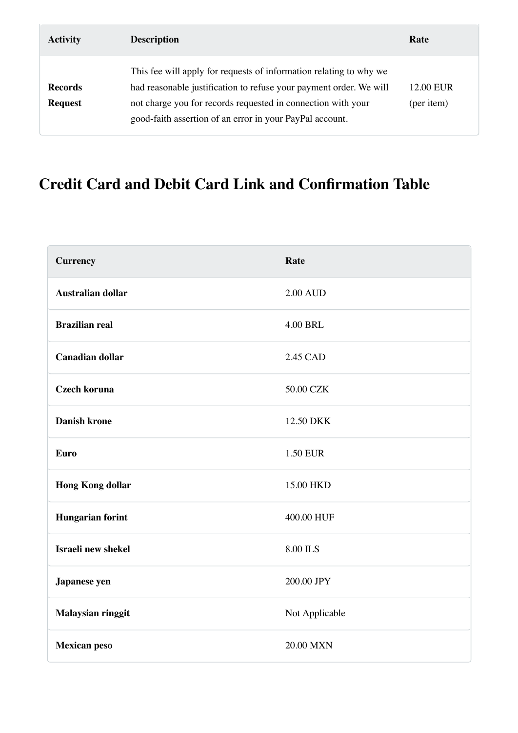| Activity | Description | Rate |
| --- | --- | --- |
| **Records Request** | This fee will apply for requests of information relating to why we had reasonable justification to refuse your payment order. We will not charge you for records requested in connection with your good-faith assertion of an error in your PayPal account. | 12.00 EUR (per item) |

## Credit Card and Debit Card Link and Confirmation Table

| Currency | Rate |
| --- | --- |
| **Australian dollar** | 2.00 AUD |
| **Brazilian real** | 4.00 BRL |
| **Canadian dollar** | 2.45 CAD |
| **Czech koruna** | 50.00 CZK |
| **Danish krone** | 12.50 DKK |
| **Euro** | 1.50 EUR |
| **Hong Kong dollar** | 15.00 HKD |
| **Hungarian forint** | 400.00 HUF |
| **Israeli new shekel** | 8.00 ILS |
| **Japanese yen** | 200.00 JPY |
| **Malaysian ringgit** | Not Applicable |
| **Mexican peso** | 20.00 MXN |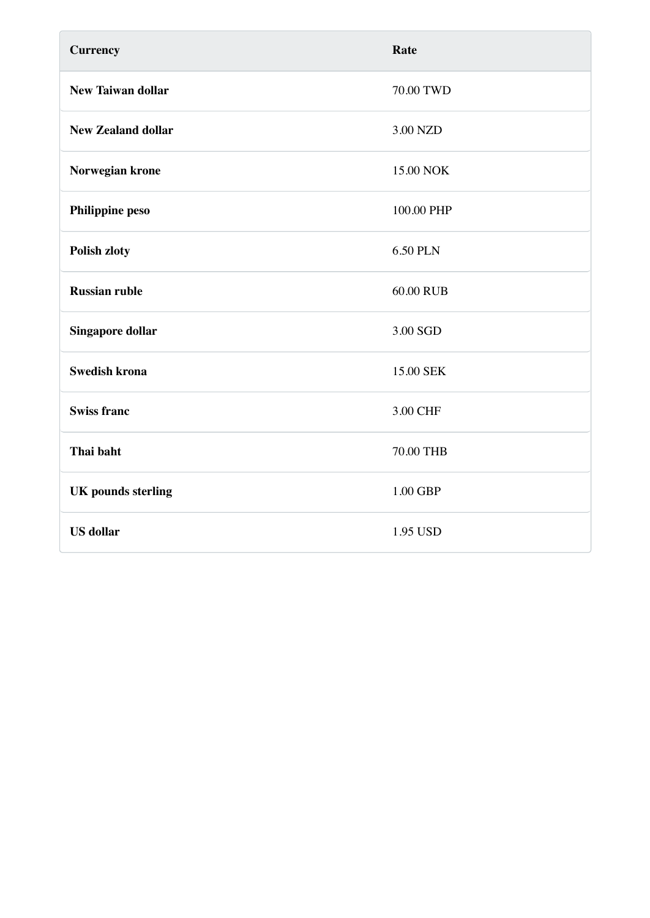| Currency | Rate |
| --- | --- |
| **New Taiwan dollar** | 70.00 TWD |
| **New Zealand dollar** | 3.00 NZD |
| **Norwegian krone** | 15.00 NOK |
| **Philippine peso** | 100.00 PHP |
| **Polish zloty** | 6.50 PLN |
| **Russian ruble** | 60.00 RUB |
| **Singapore dollar** | 3.00 SGD |
| **Swedish krona** | 15.00 SEK |
| **Swiss franc** | 3.00 CHF |
| **Thai baht** | 70.00 THB |
| **UK pounds sterling** | 1.00 GBP |
| **US dollar** | 1.95 USD |